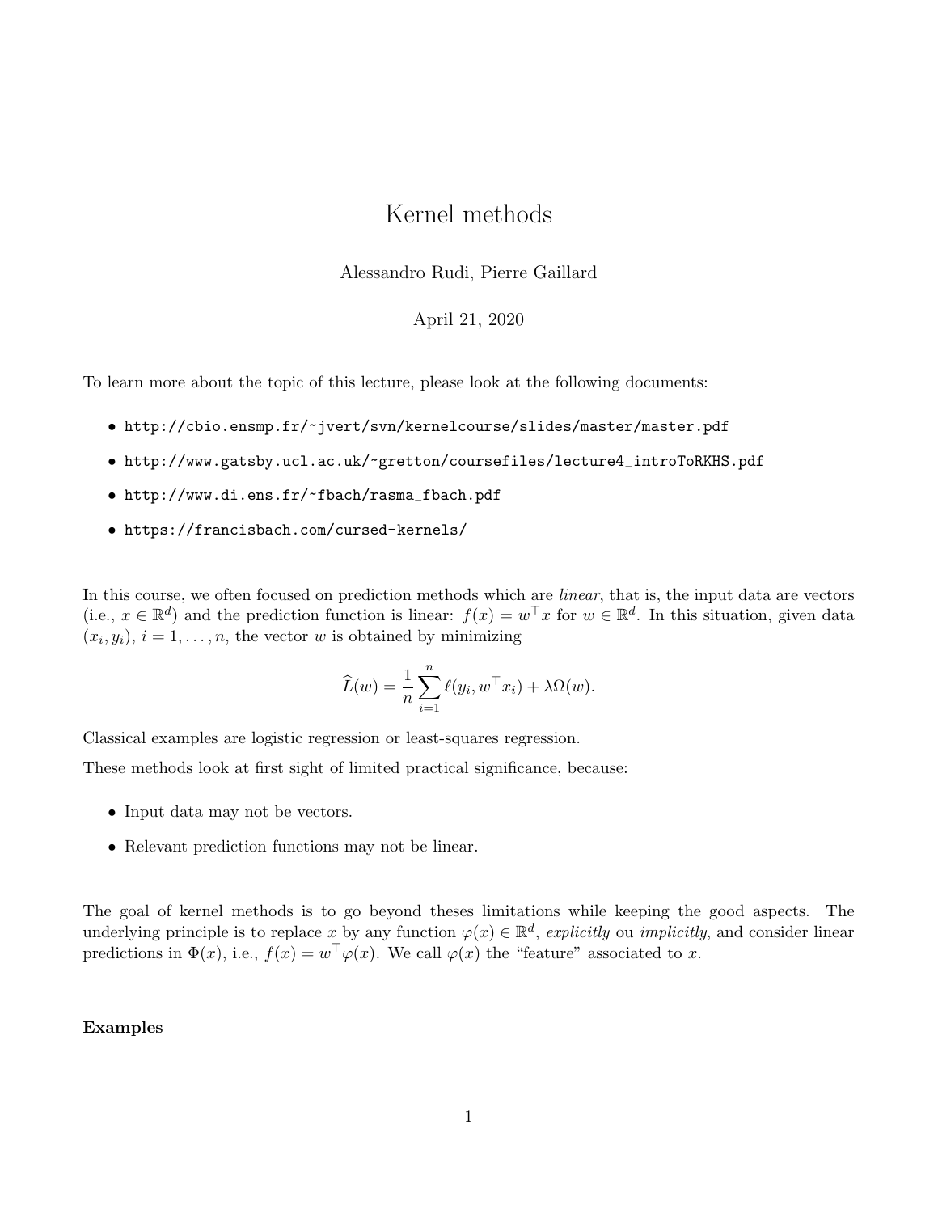# Kernel methods

Alessandro Rudi, Pierre Gaillard

April 21, 2020

To learn more about the topic of this lecture, please look at the following documents:

- http://cbio.ensmp.fr/~jvert/svn/kernelcourse/slides/master/master.pdf
- http://www.gatsby.ucl.ac.uk/~gretton/coursefiles/lecture4_introToRKHS.pdf
- http://www.di.ens.fr/~fbach/rasma_fbach.pdf
- https://francisbach.com/cursed-kernels/

In this course, we often focused on prediction methods which are *linear*, that is, the input data are vectors (i.e., $x \in \mathbb{R}^d$) and the prediction function is linear: $f(x) = w^\top x$ for $w \in \mathbb{R}^d$. In this situation, given data $(x_i, y_i)$, $i = 1, \ldots, n$, the vector $w$ is obtained by minimizing

$$\widehat{L}(w) = \frac{1}{n} \sum_{i=1}^{n} \ell(y_i, w^\top x_i) + \lambda \Omega(w).$$

Classical examples are logistic regression or least-squares regression.

These methods look at first sight of limited practical significance, because:

- Input data may not be vectors.
- Relevant prediction functions may not be linear.

The goal of kernel methods is to go beyond theses limitations while keeping the good aspects. The underlying principle is to replace $x$ by any function $\varphi(x) \in \mathbb{R}^d$, *explicitly* ou *implicitly*, and consider linear predictions in $\Phi(x)$, i.e., $f(x) = w^\top \varphi(x)$. We call $\varphi(x)$ the "feature" associated to $x$.

**Examples**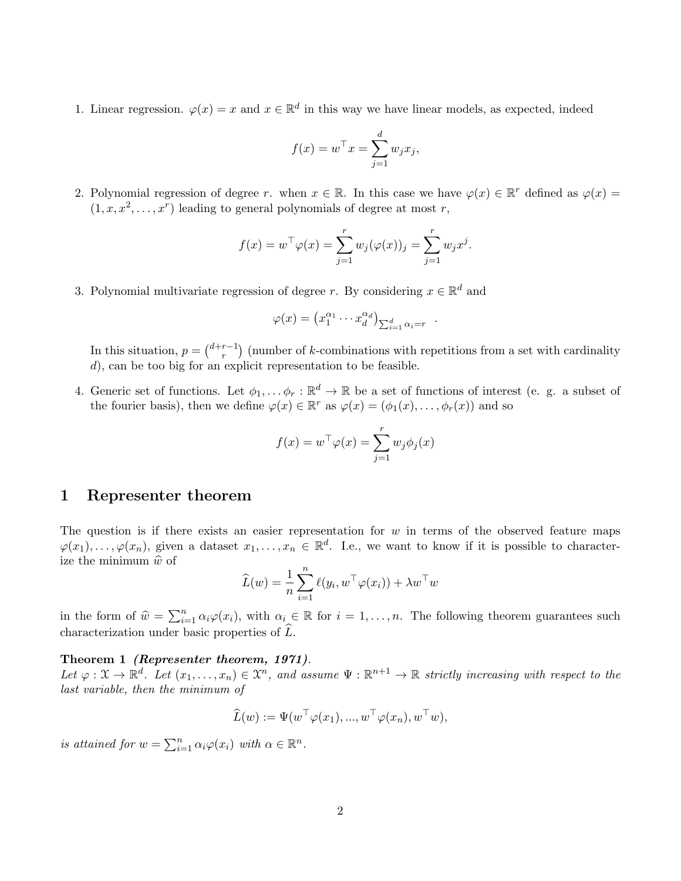1. Linear regression. $\varphi(x) = x$ and $x \in \mathbb{R}^d$ in this way we have linear models, as expected, indeed

$$f(x) = w^\top x = \sum_{j=1}^{d} w_j x_j,$$

2. Polynomial regression of degree $r$. when $x \in \mathbb{R}$. In this case we have $\varphi(x) \in \mathbb{R}^r$ defined as $\varphi(x) = (1, x, x^2, \ldots, x^r)$ leading to general polynomials of degree at most $r$,

$$f(x) = w^\top \varphi(x) = \sum_{j=1}^{r} w_j (\varphi(x))_j = \sum_{j=1}^{r} w_j x^j.$$

3. Polynomial multivariate regression of degree $r$. By considering $x \in \mathbb{R}^d$ and

$$\varphi(x) = \left(x_1^{\alpha_1} \cdots x_d^{\alpha_d}\right)_{\sum_{i=1}^{d} \alpha_i = r} \quad .$$

   In this situation, $p = \binom{d+r-1}{r}$ (number of $k$-combinations with repetitions from a set with cardinality $d$), can be too big for an explicit representation to be feasible.

4. Generic set of functions. Let $\phi_1, \ldots \phi_r : \mathbb{R}^d \to \mathbb{R}$ be a set of functions of interest (e. g. a subset of the fourier basis), then we define $\varphi(x) \in \mathbb{R}^r$ as $\varphi(x) = (\phi_1(x), \ldots, \phi_r(x))$ and so

$$f(x) = w^\top \varphi(x) = \sum_{j=1}^{r} w_j \phi_j(x)$$

# 1 Representer theorem

The question is if there exists an easier representation for $w$ in terms of the observed feature maps $\varphi(x_1), \ldots, \varphi(x_n)$, given a dataset $x_1, \ldots, x_n \in \mathbb{R}^d$. I.e., we want to know if it is possible to characterize the minimum $\widehat{w}$ of

$$\widehat{L}(w) = \frac{1}{n} \sum_{i=1}^{n} \ell(y_i, w^\top \varphi(x_i)) + \lambda w^\top w$$

in the form of $\widehat{w} = \sum_{i=1}^{n} \alpha_i \varphi(x_i)$, with $\alpha_i \in \mathbb{R}$ for $i = 1, \ldots, n$. The following theorem guarantees such characterization under basic properties of $\widehat{L}$.

**Theorem 1** ***(Representer theorem, 1971).***
*Let $\varphi : \mathcal{X} \to \mathbb{R}^d$. Let $(x_1, \ldots, x_n) \in \mathcal{X}^n$, and assume $\Psi : \mathbb{R}^{n+1} \to \mathbb{R}$ strictly increasing with respect to the last variable, then the minimum of*

$$\widehat{L}(w) := \Psi(w^\top \varphi(x_1), ..., w^\top \varphi(x_n), w^\top w),$$

*is attained for $w = \sum_{i=1}^{n} \alpha_i \varphi(x_i)$ with $\alpha \in \mathbb{R}^n$.*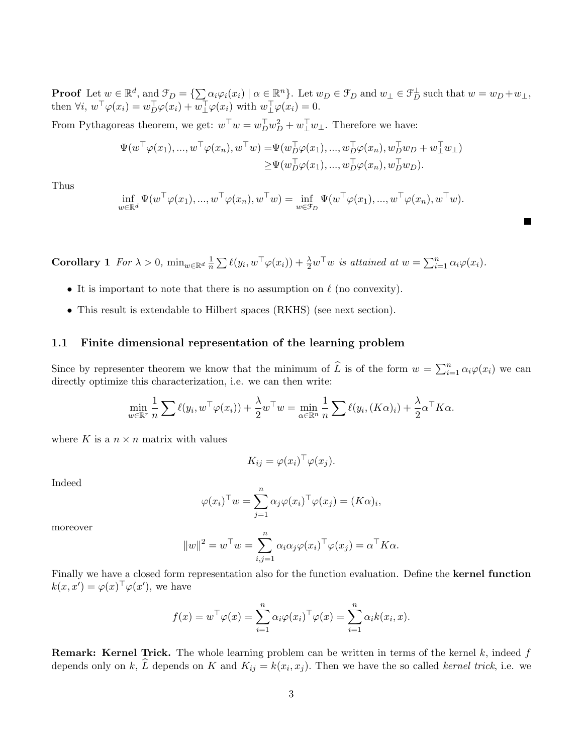**Proof** Let $w \in \mathbb{R}^d$, and $\mathcal{F}_D = \{\sum \alpha_i \varphi_i(x_i) \mid \alpha \in \mathbb{R}^n\}$. Let $w_D \in \mathcal{F}_D$ and $w_\perp \in \mathcal{F}_D^\perp$ such that $w = w_D + w_\perp$, then $\forall i$, $w^\top \varphi(x_i) = w_D^\top \varphi(x_i) + w_\perp^\top \varphi(x_i)$ with $w_\perp^\top \varphi(x_i) = 0$.

From Pythagoreas theorem, we get: $w^\top w = w_D^\top w_D^2 + w_\perp^\top w_\perp$. Therefore we have:

$$
\begin{aligned}
\Psi(w^\top \varphi(x_1), ..., w^\top \varphi(x_n), w^\top w) =& \Psi(w_D^\top \varphi(x_1), ..., w_D^\top \varphi(x_n), w_D^\top w_D + w_\perp^\top w_\perp) \\
\geq& \Psi(w_D^\top \varphi(x_1), ..., w_D^\top \varphi(x_n), w_D^\top w_D).
\end{aligned}
$$

Thus

$$
\inf_{w \in \mathbb{R}^d} \Psi(w^\top \varphi(x_1), ..., w^\top \varphi(x_n), w^\top w) = \inf_{w \in \mathcal{F}_D} \Psi(w^\top \varphi(x_1), ..., w^\top \varphi(x_n), w^\top w).
$$

■

**Corollary 1** *For $\lambda > 0$, $\min_{w \in \mathbb{R}^d} \frac{1}{n} \sum \ell(y_i, w^\top \varphi(x_i)) + \frac{\lambda}{2} w^\top w$ is attained at $w = \sum_{i=1}^n \alpha_i \varphi(x_i)$.*

- It is important to note that there is no assumption on $\ell$ (no convexity).
- This result is extendable to Hilbert spaces (RKHS) (see next section).

### 1.1 Finite dimensional representation of the learning problem

Since by representer theorem we know that the minimum of $\widehat{L}$ is of the form $w = \sum_{i=1}^n \alpha_i \varphi(x_i)$ we can directly optimize this characterization, i.e. we can then write:

$$
\min_{w \in \mathbb{R}^r} \frac{1}{n} \sum \ell(y_i, w^\top \varphi(x_i)) + \frac{\lambda}{2} w^\top w = \min_{\alpha \in \mathbb{R}^n} \frac{1}{n} \sum \ell(y_i, (K\alpha)_i) + \frac{\lambda}{2} \alpha^\top K \alpha.
$$

where $K$ is a $n \times n$ matrix with values

$$
K_{ij} = \varphi(x_i)^\top \varphi(x_j).
$$

Indeed

$$
\varphi(x_i)^\top w = \sum_{j=1}^n \alpha_j \varphi(x_i)^\top \varphi(x_j) = (K\alpha)_i,
$$

moreover

$$
\|w\|^2 = w^\top w = \sum_{i,j=1}^n \alpha_i \alpha_j \varphi(x_i)^\top \varphi(x_j) = \alpha^\top K \alpha.
$$

Finally we have a closed form representation also for the function evaluation. Define the **kernel function** $k(x, x') = \varphi(x)^\top \varphi(x')$, we have

$$
f(x) = w^\top \varphi(x) = \sum_{i=1}^n \alpha_i \varphi(x_i)^\top \varphi(x) = \sum_{i=1}^n \alpha_i k(x_i, x).
$$

**Remark: Kernel Trick.** The whole learning problem can be written in terms of the kernel $k$, indeed $f$ depends only on $k$, $\widehat{L}$ depends on $K$ and $K_{ij} = k(x_i, x_j)$. Then we have the so called *kernel trick*, i.e. we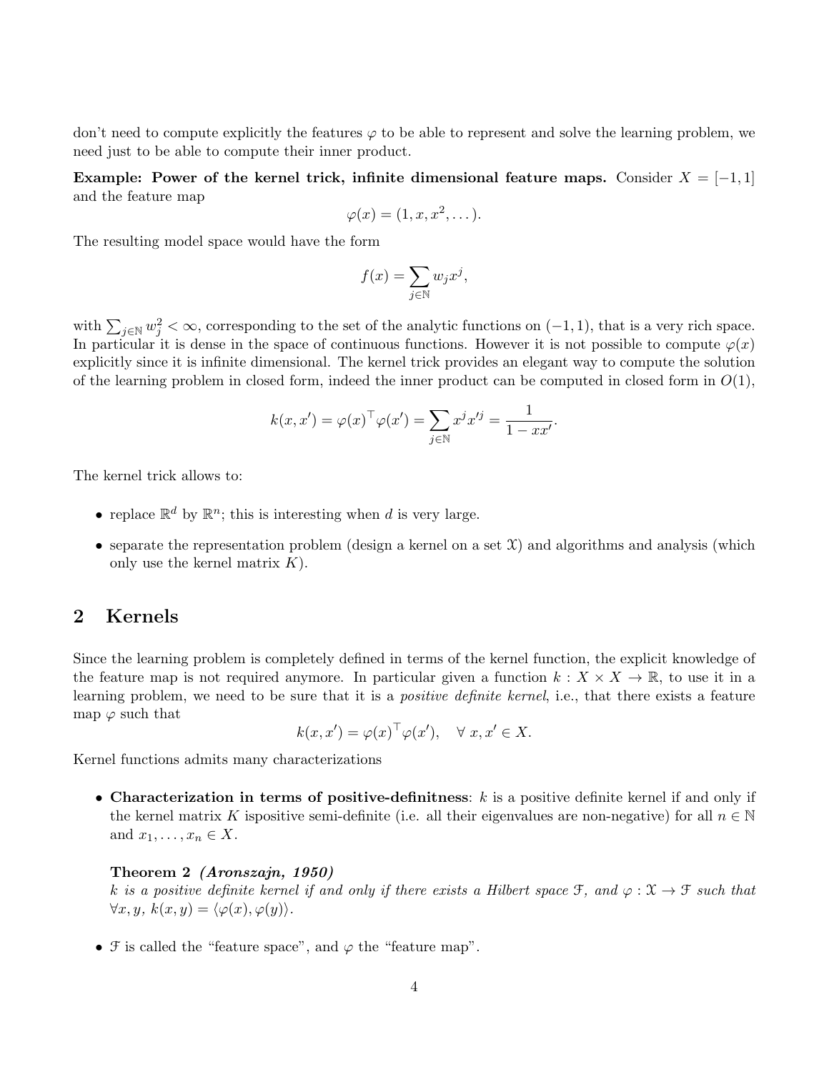don't need to compute explicitly the features $\varphi$ to be able to represent and solve the learning problem, we need just to be able to compute their inner product.

**Example: Power of the kernel trick, infinite dimensional feature maps.** Consider $X = [-1, 1]$ and the feature map

$$\varphi(x) = (1, x, x^2, \dots).$$

The resulting model space would have the form

$$f(x) = \sum_{j \in \mathbb{N}} w_j x^j,$$

with $\sum_{j \in \mathbb{N}} w_j^2 < \infty$, corresponding to the set of the analytic functions on $(-1, 1)$, that is a very rich space. In particular it is dense in the space of continuous functions. However it is not possible to compute $\varphi(x)$ explicitly since it is infinite dimensional. The kernel trick provides an elegant way to compute the solution of the learning problem in closed form, indeed the inner product can be computed in closed form in $O(1)$,

$$k(x, x') = \varphi(x)^\top \varphi(x') = \sum_{j \in \mathbb{N}} x^j x'^j = \frac{1}{1 - xx'}.$$

The kernel trick allows to:

- replace $\mathbb{R}^d$ by $\mathbb{R}^n$; this is interesting when $d$ is very large.
- separate the representation problem (design a kernel on a set $\mathcal{X}$) and algorithms and analysis (which only use the kernel matrix $K$).

## 2 Kernels

Since the learning problem is completely defined in terms of the kernel function, the explicit knowledge of the feature map is not required anymore. In particular given a function $k : X \times X \to \mathbb{R}$, to use it in a learning problem, we need to be sure that it is a *positive definite kernel*, i.e., that there exists a feature map $\varphi$ such that

$$k(x, x') = \varphi(x)^\top \varphi(x'), \quad \forall \, x, x' \in X.$$

Kernel functions admits many characterizations

- **Characterization in terms of positive-definitness**: $k$ is a positive definite kernel if and only if the kernel matrix $K$ ispositive semi-definite (i.e. all their eigenvalues are non-negative) for all $n \in \mathbb{N}$ and $x_1, \dots, x_n \in X$.

  **Theorem 2** ***(Aronszajn, 1950)***
  *$k$ is a positive definite kernel if and only if there exists a Hilbert space $\mathcal{F}$, and $\varphi : \mathcal{X} \to \mathcal{F}$ such that $\forall x, y,\ k(x, y) = \langle \varphi(x), \varphi(y) \rangle$.*

- $\mathcal{F}$ is called the "feature space", and $\varphi$ the "feature map".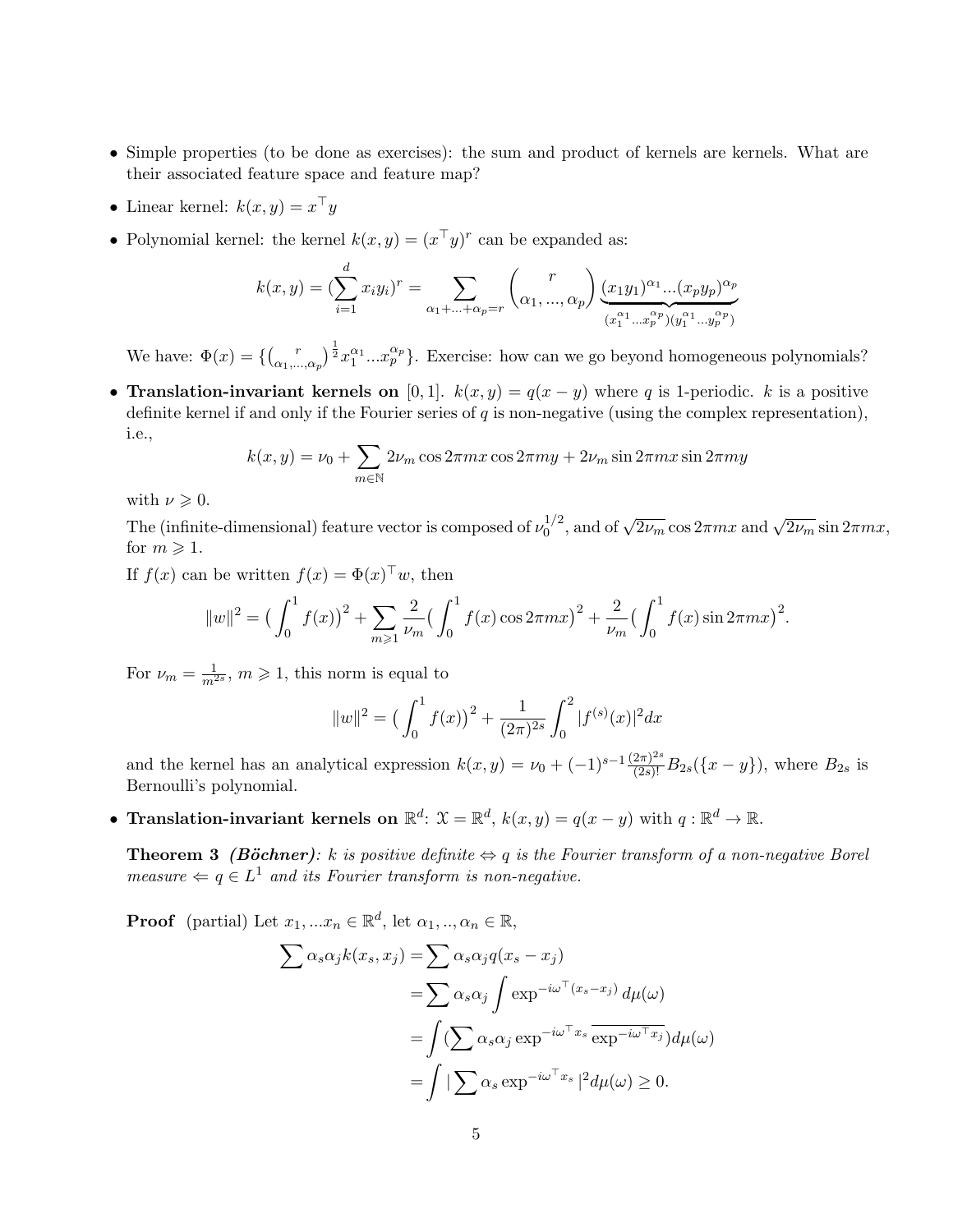- Simple properties (to be done as exercises): the sum and product of kernels are kernels. What are their associated feature space and feature map?

- Linear kernel: $k(x,y) = x^\top y$

- Polynomial kernel: the kernel $k(x,y) = (x^\top y)^r$ can be expanded as:

$$k(x,y) = (\sum_{i=1}^{d} x_i y_i)^r = \sum_{\alpha_1+...+\alpha_p=r} \binom{r}{\alpha_1,...,\alpha_p} \underbrace{(x_1y_1)^{\alpha_1}...(x_py_p)^{\alpha_p}}_{(x_1^{\alpha_1}...x_p^{\alpha_p})(y_1^{\alpha_1}...y_p^{\alpha_p})}$$

We have: $\Phi(x) = \{\binom{r}{\alpha_1,...,\alpha_p}^{\frac{1}{2}} x_1^{\alpha_1}...x_p^{\alpha_p}\}$. Exercise: how can we go beyond homogeneous polynomials?

- **Translation-invariant kernels on** $[0,1]$. $k(x,y) = q(x-y)$ where $q$ is 1-periodic. $k$ is a positive definite kernel if and only if the Fourier series of $q$ is non-negative (using the complex representation), i.e.,

$$k(x,y) = \nu_0 + \sum_{m\in\mathbb{N}} 2\nu_m \cos 2\pi mx \cos 2\pi my + 2\nu_m \sin 2\pi mx \sin 2\pi my$$

with $\nu \geqslant 0$.

The (infinite-dimensional) feature vector is composed of $\nu_0^{1/2}$, and of $\sqrt{2\nu_m}\cos 2\pi mx$ and $\sqrt{2\nu_m}\sin 2\pi mx$, for $m \geqslant 1$.

If $f(x)$ can be written $f(x) = \Phi(x)^\top w$, then

$$\|w\|^2 = \big(\int_0^1 f(x)\big)^2 + \sum_{m\geqslant 1} \frac{2}{\nu_m}\big(\int_0^1 f(x)\cos 2\pi mx\big)^2 + \frac{2}{\nu_m}\big(\int_0^1 f(x)\sin 2\pi mx\big)^2.$$

For $\nu_m = \frac{1}{m^{2s}}$, $m \geqslant 1$, this norm is equal to

$$\|w\|^2 = \big(\int_0^1 f(x)\big)^2 + \frac{1}{(2\pi)^{2s}}\int_0^2 |f^{(s)}(x)|^2 dx$$

and the kernel has an analytical expression $k(x,y) = \nu_0 + (-1)^{s-1}\frac{(2\pi)^{2s}}{(2s)!}B_{2s}(\{x-y\})$, where $B_{2s}$ is Bernoulli's polynomial.

- **Translation-invariant kernels on** $\mathbb{R}^d$: $\mathcal{X} = \mathbb{R}^d$, $k(x,y) = q(x-y)$ with $q : \mathbb{R}^d \to \mathbb{R}$.

**Theorem 3** ***(Böchner)****: $k$ is positive definite $\Leftrightarrow$ $q$ is the Fourier transform of a non-negative Borel measure $\Leftarrow$ $q \in L^1$ and its Fourier transform is non-negative.*

**Proof** (partial) Let $x_1, ...x_n \in \mathbb{R}^d$, let $\alpha_1, .., \alpha_n \in \mathbb{R}$,

$$\begin{aligned}
\sum \alpha_s\alpha_j k(x_s,x_j) &= \sum \alpha_s\alpha_j q(x_s - x_j) \\
&= \sum \alpha_s\alpha_j \int \exp^{-i\omega^\top(x_s-x_j)} d\mu(\omega) \\
&= \int (\sum \alpha_s\alpha_j \exp^{-i\omega^\top x_s} \overline{\exp^{-i\omega^\top x_j}}) d\mu(\omega) \\
&= \int |\sum \alpha_s \exp^{-i\omega^\top x_s}|^2 d\mu(\omega) \geq 0.
\end{aligned}$$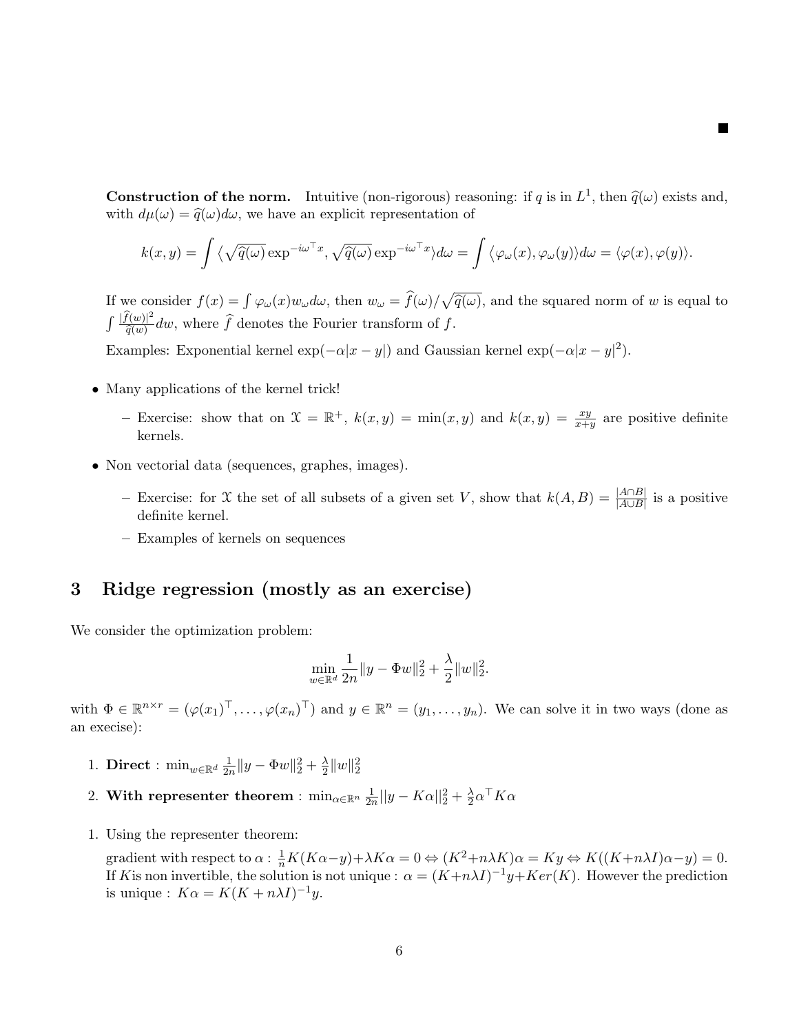■

**Construction of the norm.** Intuitive (non-rigorous) reasoning: if $q$ is in $L^1$, then $\widehat{q}(\omega)$ exists and, with $d\mu(\omega) = \widehat{q}(\omega)d\omega$, we have an explicit representation of

$$k(x, y) = \int \langle \sqrt{\widehat{q}(\omega)} \exp^{-i\omega^\top x}, \sqrt{\widehat{q}(\omega)} \exp^{-i\omega^\top x} \rangle d\omega = \int \langle \varphi_\omega(x), \varphi_\omega(y) \rangle d\omega = \langle \varphi(x), \varphi(y) \rangle.$$

If we consider $f(x) = \int \varphi_\omega(x) w_\omega d\omega$, then $w_\omega = \widehat{f}(\omega)/\sqrt{\widehat{q}(\omega)}$, and the squared norm of $w$ is equal to $\int \frac{|\widehat{f}(w)|^2}{\widehat{q}(w)} dw$, where $\widehat{f}$ denotes the Fourier transform of $f$.

Examples: Exponential kernel $\exp(-\alpha|x - y|)$ and Gaussian kernel $\exp(-\alpha|x - y|^2)$.

- Many applications of the kernel trick!
  - Exercise: show that on $\mathcal{X} = \mathbb{R}^+$, $k(x, y) = \min(x, y)$ and $k(x, y) = \frac{xy}{x+y}$ are positive definite kernels.
- Non vectorial data (sequences, graphes, images).
  - Exercise: for $\mathcal{X}$ the set of all subsets of a given set $V$, show that $k(A, B) = \frac{|A \cap B|}{|A \cup B|}$ is a positive definite kernel.
  - Examples of kernels on sequences

## 3 Ridge regression (mostly as an exercise)

We consider the optimization problem:

$$\min_{w \in \mathbb{R}^d} \frac{1}{2n} \|y - \Phi w\|_2^2 + \frac{\lambda}{2} \|w\|_2^2.$$

with $\Phi \in \mathbb{R}^{n \times r} = (\varphi(x_1)^\top, \dots, \varphi(x_n)^\top)$ and $y \in \mathbb{R}^n = (y_1, \dots, y_n)$. We can solve it in two ways (done as an execise):

1. **Direct** : $\min_{w \in \mathbb{R}^d} \frac{1}{2n} \|y - \Phi w\|_2^2 + \frac{\lambda}{2} \|w\|_2^2$
2. **With representer theorem** : $\min_{\alpha \in \mathbb{R}^n} \frac{1}{2n} ||y - K\alpha||_2^2 + \frac{\lambda}{2} \alpha^\top K \alpha$

1. Using the representer theorem:

   gradient with respect to $\alpha$ : $\frac{1}{n} K(K\alpha - y) + \lambda K \alpha = 0 \Leftrightarrow (K^2 + n\lambda K)\alpha = Ky \Leftrightarrow K((K + n\lambda I)\alpha - y) = 0$. If $K$is non invertible, the solution is not unique : $\alpha = (K + n\lambda I)^{-1} y + Ker(K)$. However the prediction is unique : $K\alpha = K(K + n\lambda I)^{-1} y$.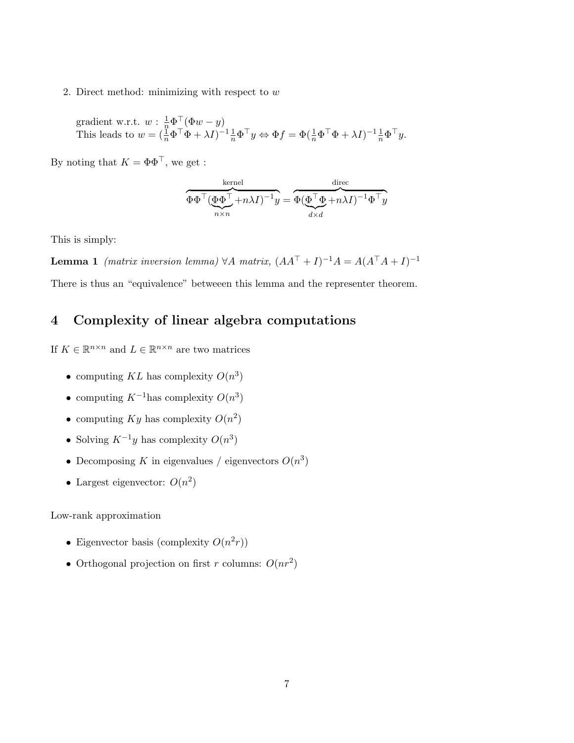2. Direct method: minimizing with respect to $w$

   gradient w.r.t. $w$ : $\frac{1}{n}\Phi^\top(\Phi w - y)$
   This leads to $w = (\frac{1}{n}\Phi^\top\Phi + \lambda I)^{-1}\frac{1}{n}\Phi^\top y \Leftrightarrow \Phi f = \Phi(\frac{1}{n}\Phi^\top\Phi + \lambda I)^{-1}\frac{1}{n}\Phi^\top y$.

By noting that $K = \Phi\Phi^\top$, we get :

$$\overbrace{\Phi\Phi^\top(\underbrace{\Phi\Phi^\top}_{n\times n} + n\lambda I)^{-1} y}^{\text{kernel}} = \overbrace{\Phi(\underbrace{\Phi^\top\Phi}_{d\times d} + n\lambda I)^{-1}\Phi^\top y}^{\text{direc}}$$

This is simply:

**Lemma 1** *(matrix inversion lemma) $\forall A$ matrix, $(AA^\top + I)^{-1}A = A(A^\top A + I)^{-1}$*

There is thus an "equivalence" betweeen this lemma and the representer theorem.

## 4 Complexity of linear algebra computations

If $K \in \mathbb{R}^{n\times n}$ and $L \in \mathbb{R}^{n\times n}$ are two matrices

- computing $KL$ has complexity $O(n^3)$
- computing $K^{-1}$has complexity $O(n^3)$
- computing $Ky$ has complexity $O(n^2)$
- Solving $K^{-1}y$ has complexity $O(n^3)$
- Decomposing $K$ in eigenvalues / eigenvectors $O(n^3)$
- Largest eigenvector: $O(n^2)$

Low-rank approximation

- Eigenvector basis (complexity $O(n^2 r)$)
- Orthogonal projection on first $r$ columns: $O(nr^2)$